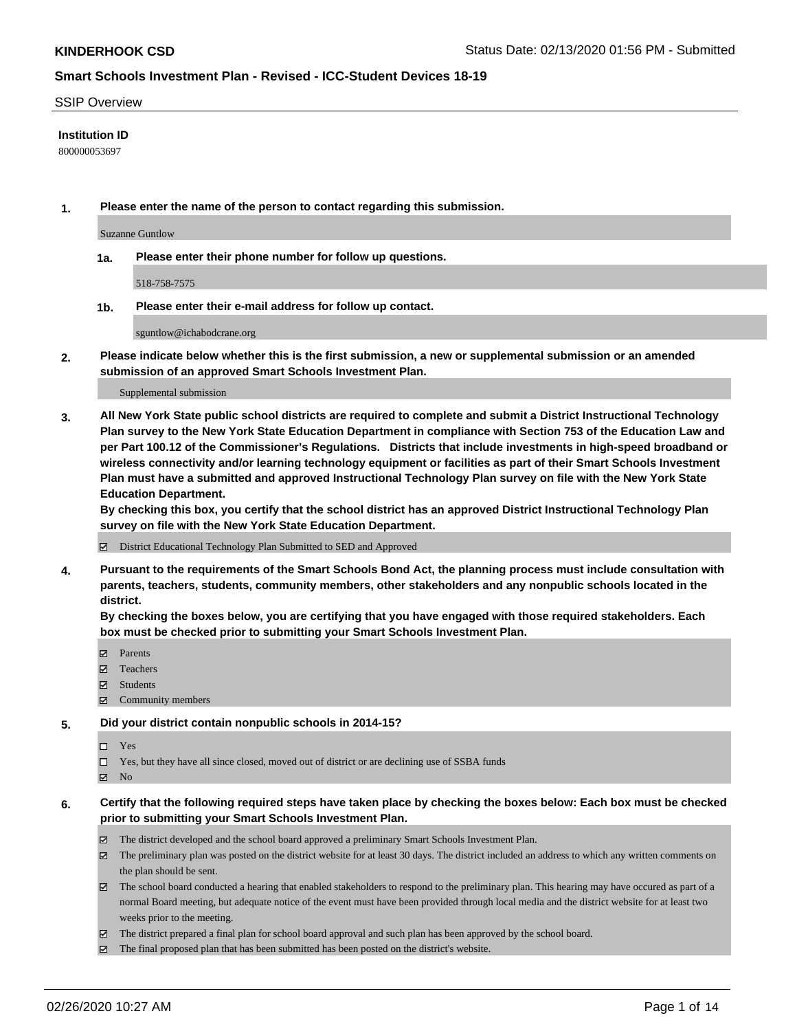**KINDERHOOK CSD** Status Date: 02/13/2020 01:56 PM - Submitted

## Smart Schools Investment Plan - Revised - ICC-Student Devices 18-19

SSIP Overview

**Institution ID**

800000053697

**1. Please enter the name of the person to contact regarding this submission.**

Suzanne Guntlow

**1a. Please enter their phone number for follow up questions.**

518-758-7575

**1b. Please enter their e-mail address for follow up contact.**

sguntlow@ichabodcrane.org

**2. Please indicate below whether this is the first submission, a new or supplemental submission or an amended submission of an approved Smart Schools Investment Plan.**

Supplemental submission

**3. All New York State public school districts are required to complete and submit a District Instructional Technology Plan survey to the New York State Education Department in compliance with Section 753 of the Education Law and per Part 100.12 of the Commissioner's Regulations. Districts that include investments in high-speed broadband or wireless connectivity and/or learning technology equipment or facilities as part of their Smart Schools Investment Plan must have a submitted and approved Instructional Technology Plan survey on file with the New York State Education Department.**
**By checking this box, you certify that the school district has an approved District Instructional Technology Plan survey on file with the New York State Education Department.**

- ☑ District Educational Technology Plan Submitted to SED and Approved

**4. Pursuant to the requirements of the Smart Schools Bond Act, the planning process must include consultation with parents, teachers, students, community members, other stakeholders and any nonpublic schools located in the district.**
**By checking the boxes below, you are certifying that you have engaged with those required stakeholders. Each box must be checked prior to submitting your Smart Schools Investment Plan.**

- ☑ Parents
- ☑ Teachers
- ☑ Students
- ☑ Community members

**5. Did your district contain nonpublic schools in 2014-15?**

- ☐ Yes
- ☐ Yes, but they have all since closed, moved out of district or are declining use of SSBA funds
- ☑ No

**6. Certify that the following required steps have taken place by checking the boxes below: Each box must be checked prior to submitting your Smart Schools Investment Plan.**

- ☑ The district developed and the school board approved a preliminary Smart Schools Investment Plan.
- ☑ The preliminary plan was posted on the district website for at least 30 days. The district included an address to which any written comments on the plan should be sent.
- ☑ The school board conducted a hearing that enabled stakeholders to respond to the preliminary plan. This hearing may have occured as part of a normal Board meeting, but adequate notice of the event must have been provided through local media and the district website for at least two weeks prior to the meeting.
- ☑ The district prepared a final plan for school board approval and such plan has been approved by the school board.
- ☑ The final proposed plan that has been submitted has been posted on the district's website.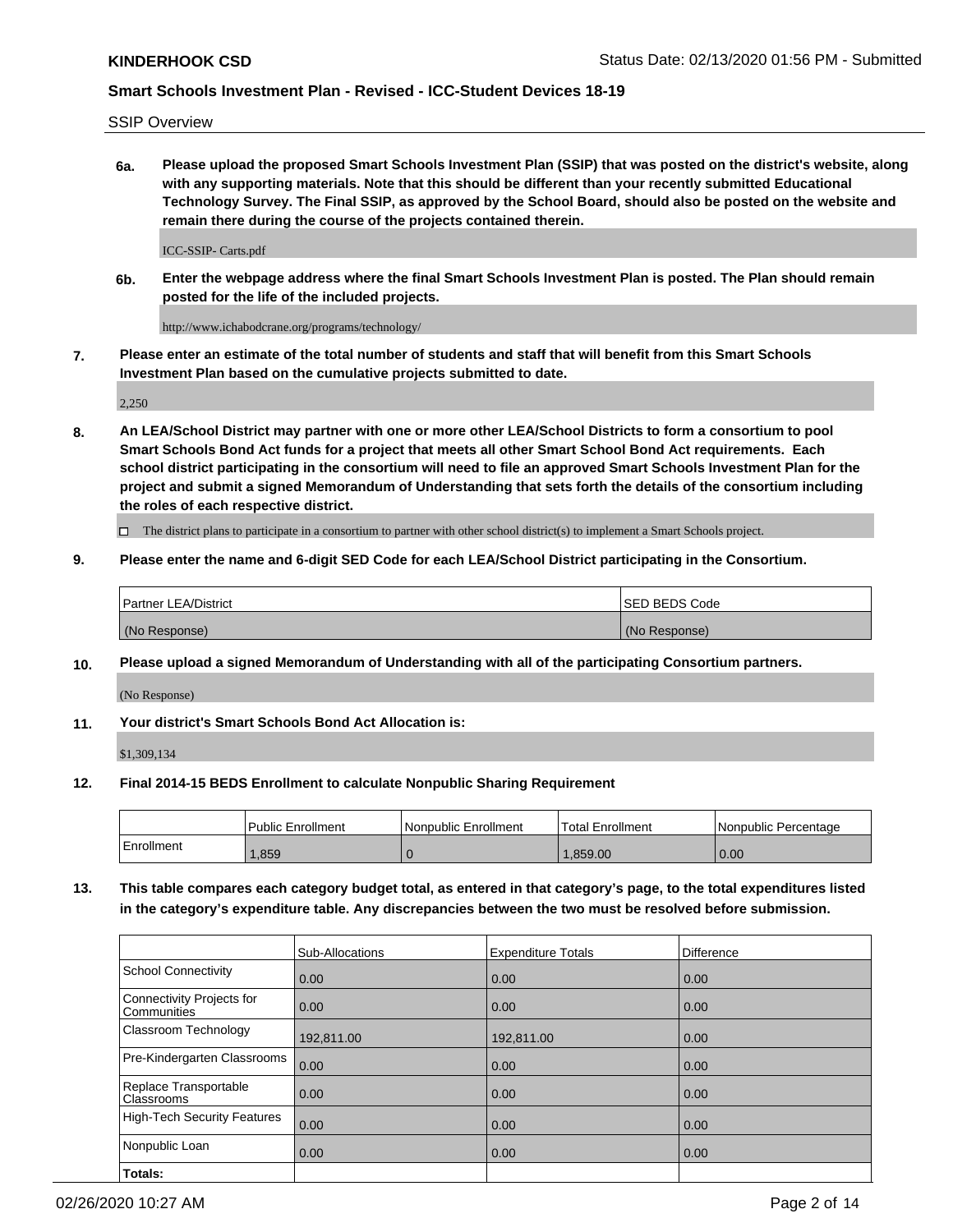SSIP Overview

**6a. Please upload the proposed Smart Schools Investment Plan (SSIP) that was posted on the district's website, along with any supporting materials. Note that this should be different than your recently submitted Educational Technology Survey. The Final SSIP, as approved by the School Board, should also be posted on the website and remain there during the course of the projects contained therein.**

ICC-SSIP- Carts.pdf

**6b. Enter the webpage address where the final Smart Schools Investment Plan is posted. The Plan should remain posted for the life of the included projects.**

http://www.ichabodcrane.org/programs/technology/

**7. Please enter an estimate of the total number of students and staff that will benefit from this Smart Schools Investment Plan based on the cumulative projects submitted to date.**

2,250

**8. An LEA/School District may partner with one or more other LEA/School Districts to form a consortium to pool Smart Schools Bond Act funds for a project that meets all other Smart School Bond Act requirements. Each school district participating in the consortium will need to file an approved Smart Schools Investment Plan for the project and submit a signed Memorandum of Understanding that sets forth the details of the consortium including the roles of each respective district.**

☐ The district plans to participate in a consortium to partner with other school district(s) to implement a Smart Schools project.

**9. Please enter the name and 6-digit SED Code for each LEA/School District participating in the Consortium.**

| Partner LEA/District | SED BEDS Code |
|---|---|
| (No Response) | (No Response) |

**10. Please upload a signed Memorandum of Understanding with all of the participating Consortium partners.**

(No Response)

**11. Your district's Smart Schools Bond Act Allocation is:**

$1,309,134

**12. Final 2014-15 BEDS Enrollment to calculate Nonpublic Sharing Requirement**

| | Public Enrollment | Nonpublic Enrollment | Total Enrollment | Nonpublic Percentage |
|---|---|---|---|---|
| Enrollment | 1,859 | 0 | 1,859.00 | 0.00 |

**13. This table compares each category budget total, as entered in that category's page, to the total expenditures listed in the category's expenditure table. Any discrepancies between the two must be resolved before submission.**

| | Sub-Allocations | Expenditure Totals | Difference |
|---|---|---|---|
| School Connectivity | 0.00 | 0.00 | 0.00 |
| Connectivity Projects for Communities | 0.00 | 0.00 | 0.00 |
| Classroom Technology | 192,811.00 | 192,811.00 | 0.00 |
| Pre-Kindergarten Classrooms | 0.00 | 0.00 | 0.00 |
| Replace Transportable Classrooms | 0.00 | 0.00 | 0.00 |
| High-Tech Security Features | 0.00 | 0.00 | 0.00 |
| Nonpublic Loan | 0.00 | 0.00 | 0.00 |
| **Totals:** | | | |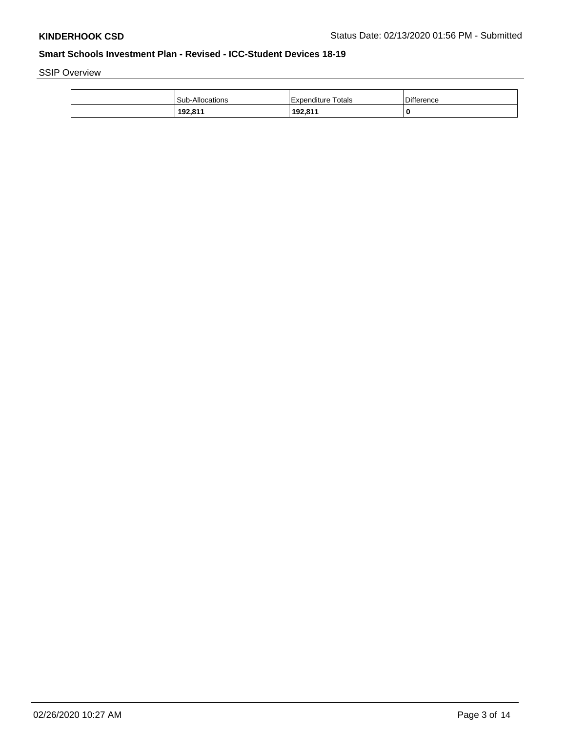## SSIP Overview

| | Sub-Allocations | Expenditure Totals | Difference |
|---|---|---|---|
| | **192,811** | **192,811** | **0** |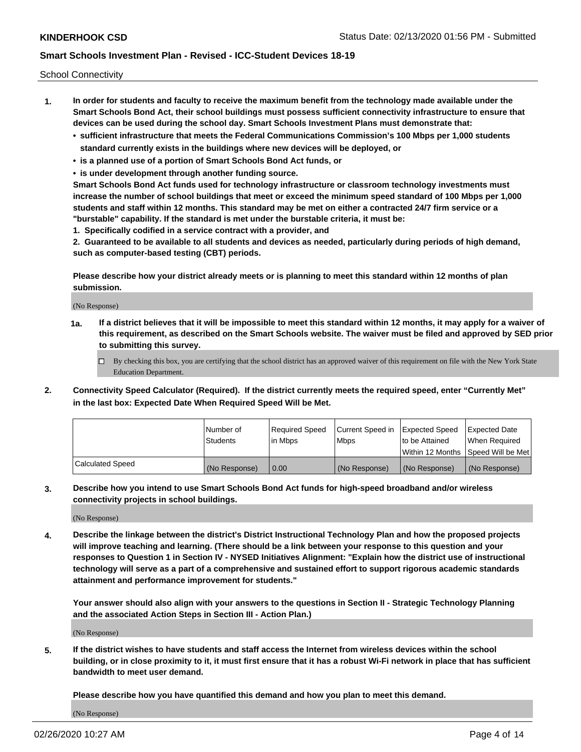School Connectivity

1. **In order for students and faculty to receive the maximum benefit from the technology made available under the Smart Schools Bond Act, their school buildings must possess sufficient connectivity infrastructure to ensure that devices can be used during the school day. Smart Schools Investment Plans must demonstrate that:**
   - **sufficient infrastructure that meets the Federal Communications Commission's 100 Mbps per 1,000 students standard currently exists in the buildings where new devices will be deployed, or**
   - **is a planned use of a portion of Smart Schools Bond Act funds, or**
   - **is under development through another funding source.**

   **Smart Schools Bond Act funds used for technology infrastructure or classroom technology investments must increase the number of school buildings that meet or exceed the minimum speed standard of 100 Mbps per 1,000 students and staff within 12 months. This standard may be met on either a contracted 24/7 firm service or a "burstable" capability. If the standard is met under the burstable criteria, it must be:**

   **1. Specifically codified in a service contract with a provider, and**

   **2. Guaranteed to be available to all students and devices as needed, particularly during periods of high demand, such as computer-based testing (CBT) periods.**

   **Please describe how your district already meets or is planning to meet this standard within 12 months of plan submission.**

   (No Response)

   **1a. If a district believes that it will be impossible to meet this standard within 12 months, it may apply for a waiver of this requirement, as described on the Smart Schools website. The waiver must be filed and approved by SED prior to submitting this survey.**

   ☐ By checking this box, you are certifying that the school district has an approved waiver of this requirement on file with the New York State Education Department.

2. **Connectivity Speed Calculator (Required). If the district currently meets the required speed, enter "Currently Met" in the last box: Expected Date When Required Speed Will be Met.**

| | Number of Students | Required Speed in Mbps | Current Speed in Mbps | Expected Speed to be Attained Within 12 Months | Expected Date When Required Speed Will be Met |
|---|---|---|---|---|---|
| Calculated Speed | (No Response) | 0.00 | (No Response) | (No Response) | (No Response) |

3. **Describe how you intend to use Smart Schools Bond Act funds for high-speed broadband and/or wireless connectivity projects in school buildings.**

   (No Response)

4. **Describe the linkage between the district's District Instructional Technology Plan and how the proposed projects will improve teaching and learning. (There should be a link between your response to this question and your responses to Question 1 in Section IV - NYSED Initiatives Alignment: "Explain how the district use of instructional technology will serve as a part of a comprehensive and sustained effort to support rigorous academic standards attainment and performance improvement for students."**

   **Your answer should also align with your answers to the questions in Section II - Strategic Technology Planning and the associated Action Steps in Section III - Action Plan.)**

   (No Response)

5. **If the district wishes to have students and staff access the Internet from wireless devices within the school building, or in close proximity to it, it must first ensure that it has a robust Wi-Fi network in place that has sufficient bandwidth to meet user demand.**

   **Please describe how you have quantified this demand and how you plan to meet this demand.**

   (No Response)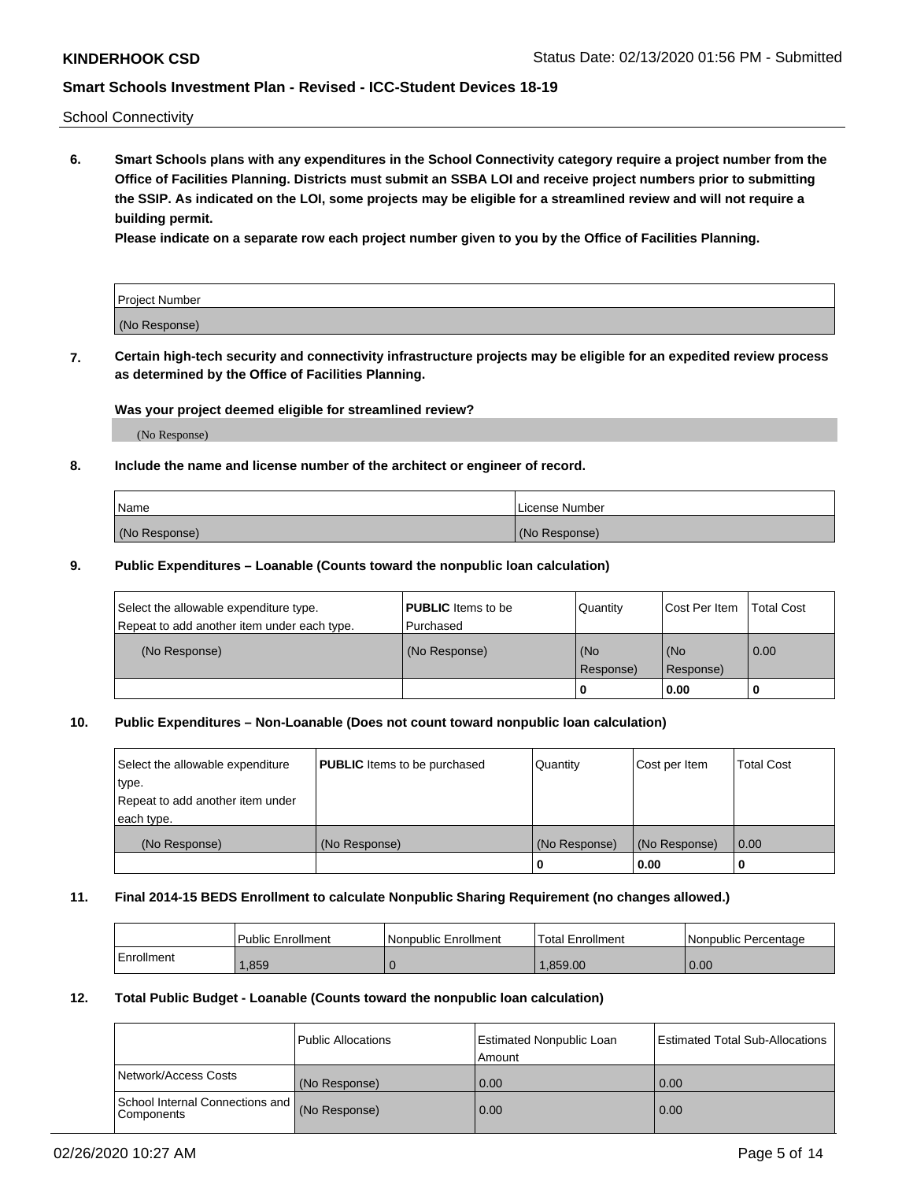School Connectivity

**6. Smart Schools plans with any expenditures in the School Connectivity category require a project number from the Office of Facilities Planning. Districts must submit an SSBA LOI and receive project numbers prior to submitting the SSIP. As indicated on the LOI, some projects may be eligible for a streamlined review and will not require a building permit.**

**Please indicate on a separate row each project number given to you by the Office of Facilities Planning.**

| Project Number |
|---|
| (No Response) |

**7. Certain high-tech security and connectivity infrastructure projects may be eligible for an expedited review process as determined by the Office of Facilities Planning.**

**Was your project deemed eligible for streamlined review?**

(No Response)

**8. Include the name and license number of the architect or engineer of record.**

| Name | License Number |
|---|---|
| (No Response) | (No Response) |

**9. Public Expenditures – Loanable (Counts toward the nonpublic loan calculation)**

| Select the allowable expenditure type. Repeat to add another item under each type. | **PUBLIC** Items to be Purchased | Quantity | Cost Per Item | Total Cost |
|---|---|---|---|---|
| (No Response) | (No Response) | (No Response) | (No Response) | 0.00 |
| | | 0 | 0.00 | 0 |

**10. Public Expenditures – Non-Loanable (Does not count toward nonpublic loan calculation)**

| Select the allowable expenditure type. Repeat to add another item under each type. | **PUBLIC** Items to be purchased | Quantity | Cost per Item | Total Cost |
|---|---|---|---|---|
| (No Response) | (No Response) | (No Response) | (No Response) | 0.00 |
| | | 0 | 0.00 | 0 |

**11. Final 2014-15 BEDS Enrollment to calculate Nonpublic Sharing Requirement (no changes allowed.)**

| | Public Enrollment | Nonpublic Enrollment | Total Enrollment | Nonpublic Percentage |
|---|---|---|---|---|
| Enrollment | 1,859 | 0 | 1,859.00 | 0.00 |

**12. Total Public Budget - Loanable (Counts toward the nonpublic loan calculation)**

| | Public Allocations | Estimated Nonpublic Loan Amount | Estimated Total Sub-Allocations |
|---|---|---|---|
| Network/Access Costs | (No Response) | 0.00 | 0.00 |
| School Internal Connections and Components | (No Response) | 0.00 | 0.00 |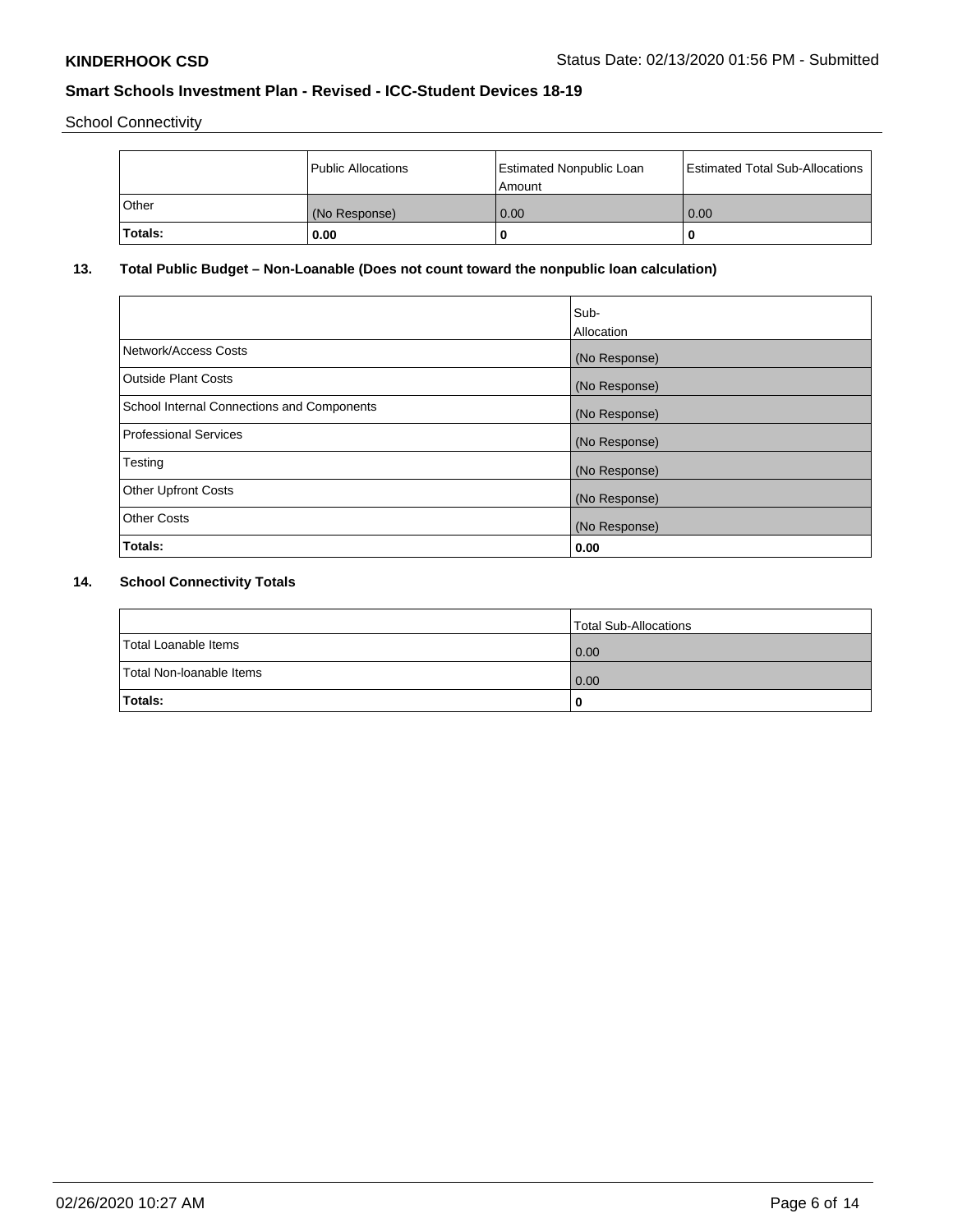School Connectivity

| | Public Allocations | Estimated Nonpublic Loan Amount | Estimated Total Sub-Allocations |
|---|---|---|---|
| Other | (No Response) | 0.00 | 0.00 |
| **Totals:** | **0.00** | **0** | **0** |

## 13. Total Public Budget – Non-Loanable (Does not count toward the nonpublic loan calculation)

| | Sub-Allocation |
|---|---|
| Network/Access Costs | (No Response) |
| Outside Plant Costs | (No Response) |
| School Internal Connections and Components | (No Response) |
| Professional Services | (No Response) |
| Testing | (No Response) |
| Other Upfront Costs | (No Response) |
| Other Costs | (No Response) |
| **Totals:** | **0.00** |

## 14. School Connectivity Totals

| | Total Sub-Allocations |
|---|---|
| Total Loanable Items | 0.00 |
| Total Non-loanable Items | 0.00 |
| **Totals:** | **0** |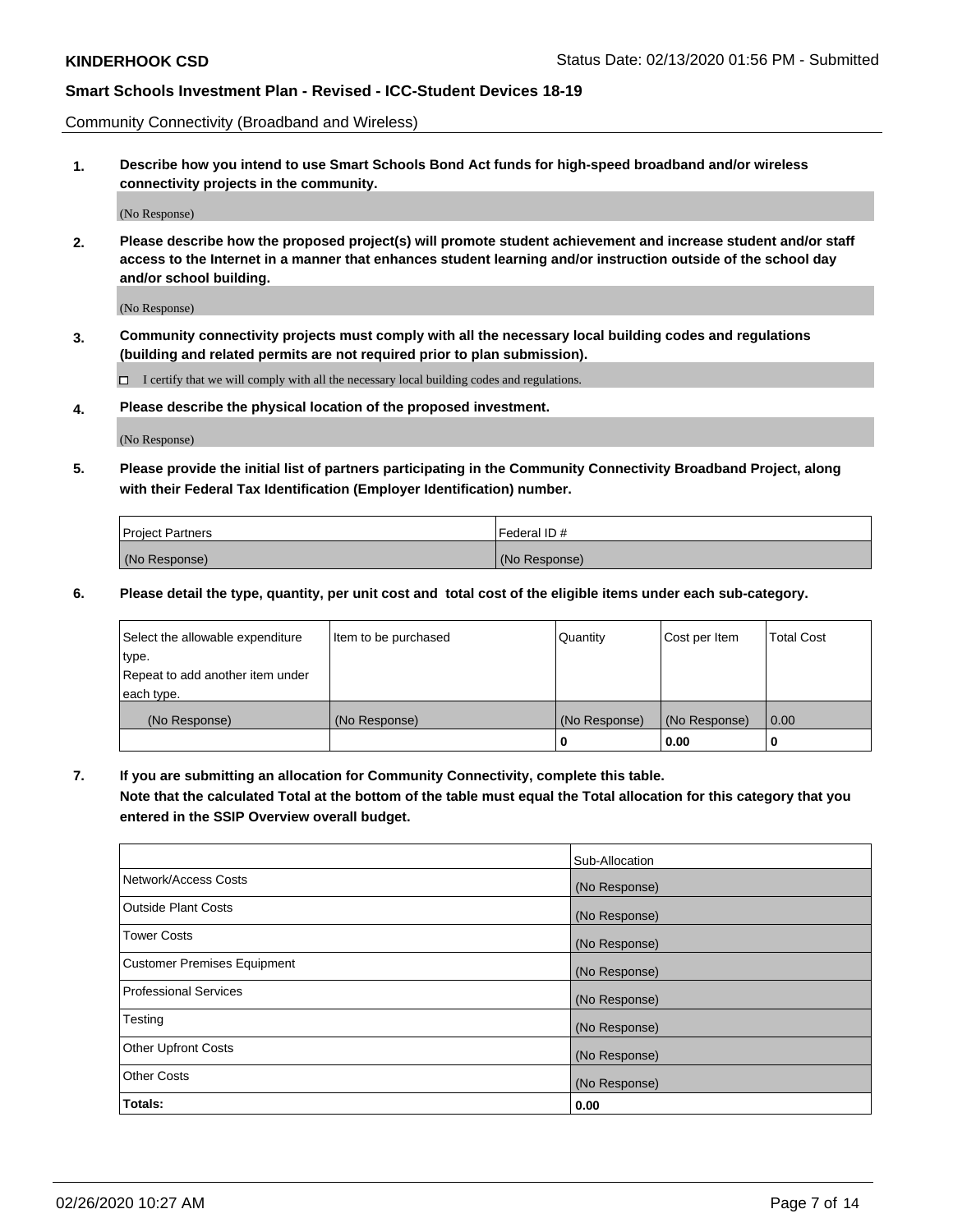Community Connectivity (Broadband and Wireless)

**1. Describe how you intend to use Smart Schools Bond Act funds for high-speed broadband and/or wireless connectivity projects in the community.**

(No Response)

**2. Please describe how the proposed project(s) will promote student achievement and increase student and/or staff access to the Internet in a manner that enhances student learning and/or instruction outside of the school day and/or school building.**

(No Response)

**3. Community connectivity projects must comply with all the necessary local building codes and regulations (building and related permits are not required prior to plan submission).**

☐ I certify that we will comply with all the necessary local building codes and regulations.

**4. Please describe the physical location of the proposed investment.**

(No Response)

**5. Please provide the initial list of partners participating in the Community Connectivity Broadband Project, along with their Federal Tax Identification (Employer Identification) number.**

| Project Partners | Federal ID # |
|---|---|
| (No Response) | (No Response) |

**6. Please detail the type, quantity, per unit cost and total cost of the eligible items under each sub-category.**

| Select the allowable expenditure type. Repeat to add another item under each type. | Item to be purchased | Quantity | Cost per Item | Total Cost |
|---|---|---|---|---|
| (No Response) | (No Response) | (No Response) | (No Response) | 0.00 |
| | | **0** | **0.00** | **0** |

**7. If you are submitting an allocation for Community Connectivity, complete this table. Note that the calculated Total at the bottom of the table must equal the Total allocation for this category that you entered in the SSIP Overview overall budget.**

| | Sub-Allocation |
|---|---|
| Network/Access Costs | (No Response) |
| Outside Plant Costs | (No Response) |
| Tower Costs | (No Response) |
| Customer Premises Equipment | (No Response) |
| Professional Services | (No Response) |
| Testing | (No Response) |
| Other Upfront Costs | (No Response) |
| Other Costs | (No Response) |
| **Totals:** | **0.00** |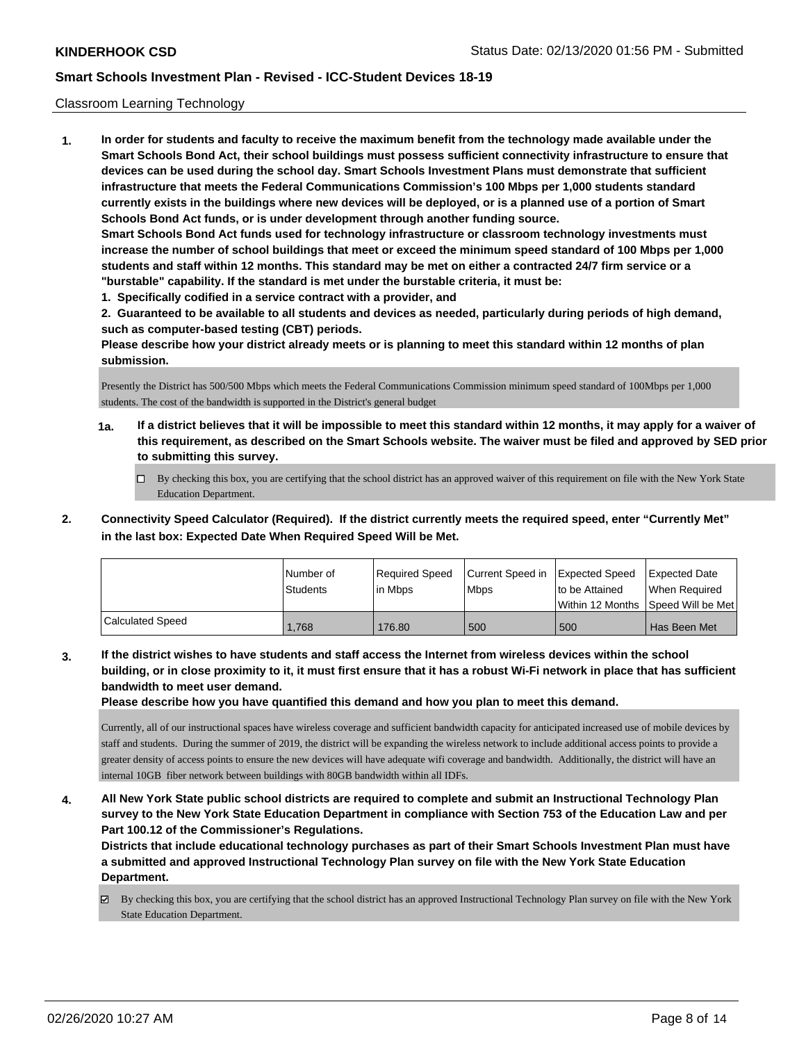Classroom Learning Technology

**1. In order for students and faculty to receive the maximum benefit from the technology made available under the Smart Schools Bond Act, their school buildings must possess sufficient connectivity infrastructure to ensure that devices can be used during the school day. Smart Schools Investment Plans must demonstrate that sufficient infrastructure that meets the Federal Communications Commission's 100 Mbps per 1,000 students standard currently exists in the buildings where new devices will be deployed, or is a planned use of a portion of Smart Schools Bond Act funds, or is under development through another funding source.**

**Smart Schools Bond Act funds used for technology infrastructure or classroom technology investments must increase the number of school buildings that meet or exceed the minimum speed standard of 100 Mbps per 1,000 students and staff within 12 months. This standard may be met on either a contracted 24/7 firm service or a "burstable" capability. If the standard is met under the burstable criteria, it must be:**

**1. Specifically codified in a service contract with a provider, and**

**2. Guaranteed to be available to all students and devices as needed, particularly during periods of high demand, such as computer-based testing (CBT) periods.**

**Please describe how your district already meets or is planning to meet this standard within 12 months of plan submission.**

Presently the District has 500/500 Mbps which meets the Federal Communications Commission minimum speed standard of 100Mbps per 1,000 students. The cost of the bandwidth is supported in the District's general budget

**1a. If a district believes that it will be impossible to meet this standard within 12 months, it may apply for a waiver of this requirement, as described on the Smart Schools website. The waiver must be filed and approved by SED prior to submitting this survey.**

☐ By checking this box, you are certifying that the school district has an approved waiver of this requirement on file with the New York State Education Department.

**2. Connectivity Speed Calculator (Required). If the district currently meets the required speed, enter "Currently Met" in the last box: Expected Date When Required Speed Will be Met.**

| | Number of Students | Required Speed in Mbps | Current Speed in Mbps | Expected Speed to be Attained Within 12 Months | Expected Date When Required Speed Will be Met |
|---|---|---|---|---|---|
| Calculated Speed | 1,768 | 176.80 | 500 | 500 | Has Been Met |

**3. If the district wishes to have students and staff access the Internet from wireless devices within the school building, or in close proximity to it, it must first ensure that it has a robust Wi-Fi network in place that has sufficient bandwidth to meet user demand.**

**Please describe how you have quantified this demand and how you plan to meet this demand.**

Currently, all of our instructional spaces have wireless coverage and sufficient bandwidth capacity for anticipated increased use of mobile devices by staff and students. During the summer of 2019, the district will be expanding the wireless network to include additional access points to provide a greater density of access points to ensure the new devices will have adequate wifi coverage and bandwidth. Additionally, the district will have an internal 10GB fiber network between buildings with 80GB bandwidth within all IDFs.

**4. All New York State public school districts are required to complete and submit an Instructional Technology Plan survey to the New York State Education Department in compliance with Section 753 of the Education Law and per Part 100.12 of the Commissioner's Regulations.**

**Districts that include educational technology purchases as part of their Smart Schools Investment Plan must have a submitted and approved Instructional Technology Plan survey on file with the New York State Education Department.**

☑ By checking this box, you are certifying that the school district has an approved Instructional Technology Plan survey on file with the New York State Education Department.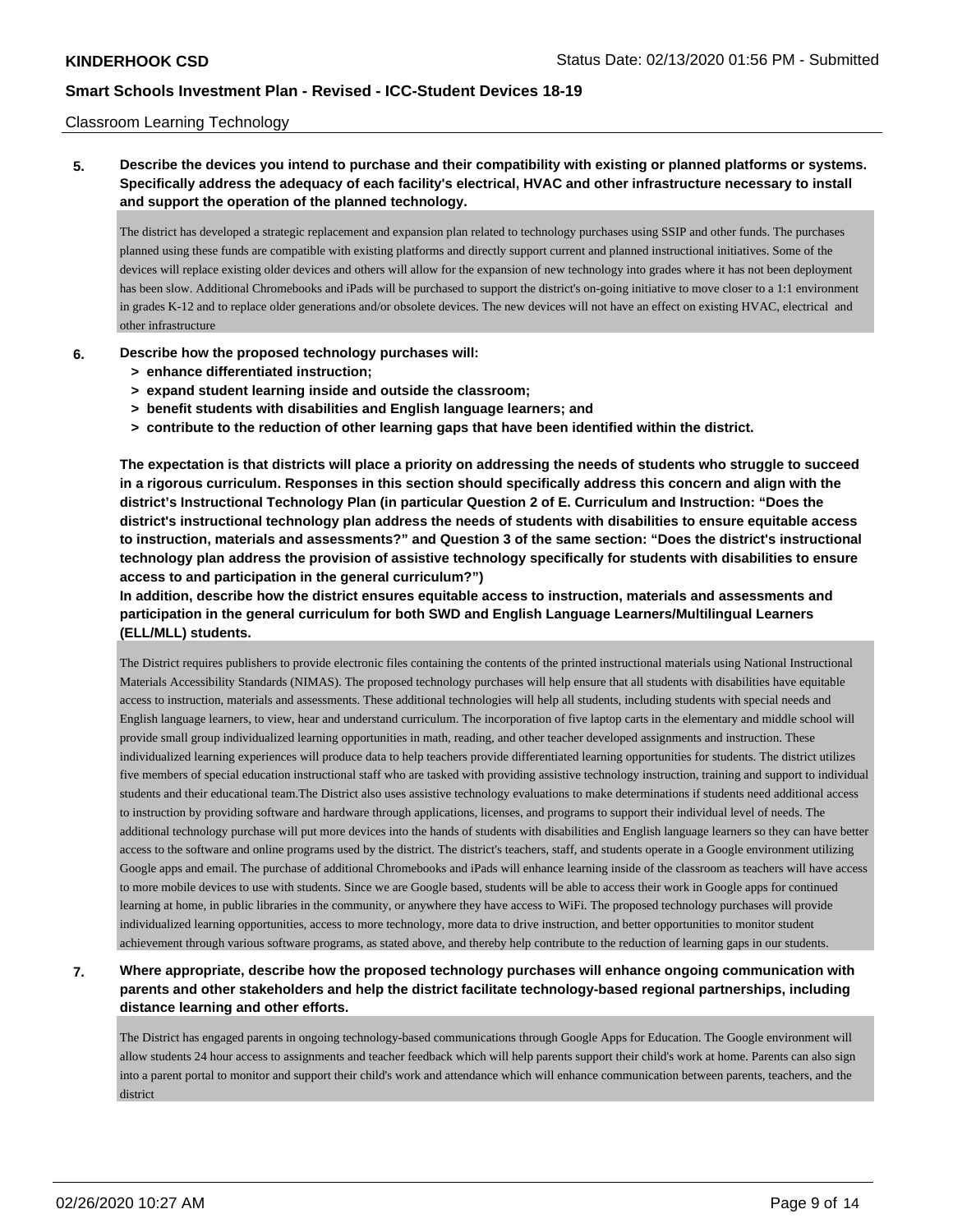Classroom Learning Technology

**5. Describe the devices you intend to purchase and their compatibility with existing or planned platforms or systems. Specifically address the adequacy of each facility's electrical, HVAC and other infrastructure necessary to install and support the operation of the planned technology.**

The district has developed a strategic replacement and expansion plan related to technology purchases using SSIP and other funds. The purchases planned using these funds are compatible with existing platforms and directly support current and planned instructional initiatives. Some of the devices will replace existing older devices and others will allow for the expansion of new technology into grades where it has not been deployment has been slow. Additional Chromebooks and iPads will be purchased to support the district's on-going initiative to move closer to a 1:1 environment in grades K-12 and to replace older generations and/or obsolete devices. The new devices will not have an effect on existing HVAC, electrical and other infrastructure

**6. Describe how the proposed technology purchases will:**
**> enhance differentiated instruction;**
**> expand student learning inside and outside the classroom;**
**> benefit students with disabilities and English language learners; and**
**> contribute to the reduction of other learning gaps that have been identified within the district.**

**The expectation is that districts will place a priority on addressing the needs of students who struggle to succeed in a rigorous curriculum. Responses in this section should specifically address this concern and align with the district's Instructional Technology Plan (in particular Question 2 of E. Curriculum and Instruction: "Does the district's instructional technology plan address the needs of students with disabilities to ensure equitable access to instruction, materials and assessments?" and Question 3 of the same section: "Does the district's instructional technology plan address the provision of assistive technology specifically for students with disabilities to ensure access to and participation in the general curriculum?")**
**In addition, describe how the district ensures equitable access to instruction, materials and assessments and participation in the general curriculum for both SWD and English Language Learners/Multilingual Learners (ELL/MLL) students.**

The District requires publishers to provide electronic files containing the contents of the printed instructional materials using National Instructional Materials Accessibility Standards (NIMAS). The proposed technology purchases will help ensure that all students with disabilities have equitable access to instruction, materials and assessments. These additional technologies will help all students, including students with special needs and English language learners, to view, hear and understand curriculum. The incorporation of five laptop carts in the elementary and middle school will provide small group individualized learning opportunities in math, reading, and other teacher developed assignments and instruction. These individualized learning experiences will produce data to help teachers provide differentiated learning opportunities for students. The district utilizes five members of special education instructional staff who are tasked with providing assistive technology instruction, training and support to individual students and their educational team.The District also uses assistive technology evaluations to make determinations if students need additional access to instruction by providing software and hardware through applications, licenses, and programs to support their individual level of needs. The additional technology purchase will put more devices into the hands of students with disabilities and English language learners so they can have better access to the software and online programs used by the district. The district's teachers, staff, and students operate in a Google environment utilizing Google apps and email. The purchase of additional Chromebooks and iPads will enhance learning inside of the classroom as teachers will have access to more mobile devices to use with students. Since we are Google based, students will be able to access their work in Google apps for continued learning at home, in public libraries in the community, or anywhere they have access to WiFi. The proposed technology purchases will provide individualized learning opportunities, access to more technology, more data to drive instruction, and better opportunities to monitor student achievement through various software programs, as stated above, and thereby help contribute to the reduction of learning gaps in our students.

**7. Where appropriate, describe how the proposed technology purchases will enhance ongoing communication with parents and other stakeholders and help the district facilitate technology-based regional partnerships, including distance learning and other efforts.**

The District has engaged parents in ongoing technology-based communications through Google Apps for Education. The Google environment will allow students 24 hour access to assignments and teacher feedback which will help parents support their child's work at home. Parents can also sign into a parent portal to monitor and support their child's work and attendance which will enhance communication between parents, teachers, and the district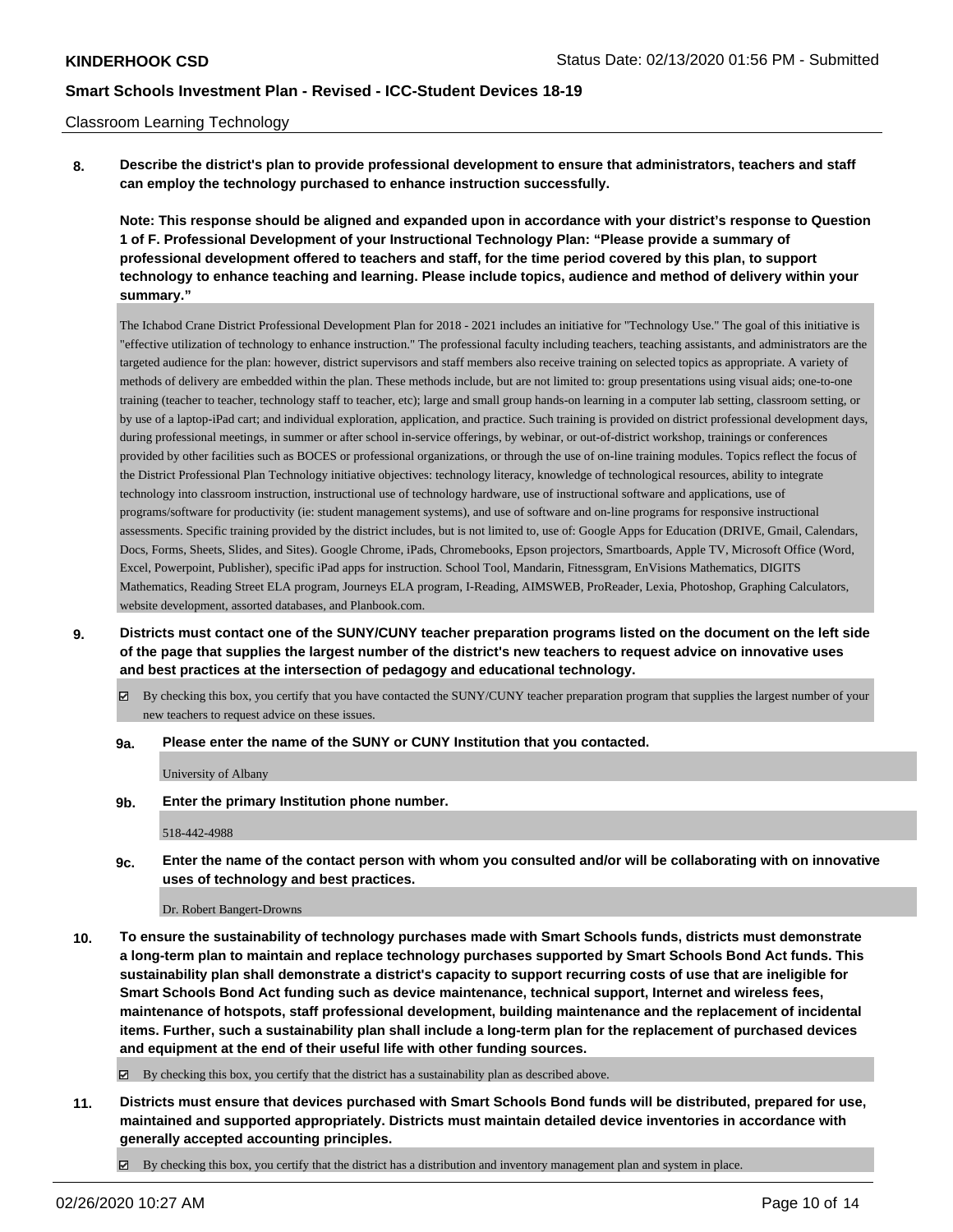Classroom Learning Technology

**8. Describe the district's plan to provide professional development to ensure that administrators, teachers and staff can employ the technology purchased to enhance instruction successfully.**

**Note: This response should be aligned and expanded upon in accordance with your district's response to Question 1 of F. Professional Development of your Instructional Technology Plan: "Please provide a summary of professional development offered to teachers and staff, for the time period covered by this plan, to support technology to enhance teaching and learning. Please include topics, audience and method of delivery within your summary."**

The Ichabod Crane District Professional Development Plan for 2018 - 2021 includes an initiative for "Technology Use." The goal of this initiative is "effective utilization of technology to enhance instruction." The professional faculty including teachers, teaching assistants, and administrators are the targeted audience for the plan: however, district supervisors and staff members also receive training on selected topics as appropriate. A variety of methods of delivery are embedded within the plan. These methods include, but are not limited to: group presentations using visual aids; one-to-one training (teacher to teacher, technology staff to teacher, etc); large and small group hands-on learning in a computer lab setting, classroom setting, or by use of a laptop-iPad cart; and individual exploration, application, and practice. Such training is provided on district professional development days, during professional meetings, in summer or after school in-service offerings, by webinar, or out-of-district workshop, trainings or conferences provided by other facilities such as BOCES or professional organizations, or through the use of on-line training modules. Topics reflect the focus of the District Professional Plan Technology initiative objectives: technology literacy, knowledge of technological resources, ability to integrate technology into classroom instruction, instructional use of technology hardware, use of instructional software and applications, use of programs/software for productivity (ie: student management systems), and use of software and on-line programs for responsive instructional assessments. Specific training provided by the district includes, but is not limited to, use of: Google Apps for Education (DRIVE, Gmail, Calendars, Docs, Forms, Sheets, Slides, and Sites). Google Chrome, iPads, Chromebooks, Epson projectors, Smartboards, Apple TV, Microsoft Office (Word, Excel, Powerpoint, Publisher), specific iPad apps for instruction. School Tool, Mandarin, Fitnessgram, EnVisions Mathematics, DIGITS Mathematics, Reading Street ELA program, Journeys ELA program, I-Reading, AIMSWEB, ProReader, Lexia, Photoshop, Graphing Calculators, website development, assorted databases, and Planbook.com.

**9. Districts must contact one of the SUNY/CUNY teacher preparation programs listed on the document on the left side of the page that supplies the largest number of the district's new teachers to request advice on innovative uses and best practices at the intersection of pedagogy and educational technology.**

☑ By checking this box, you certify that you have contacted the SUNY/CUNY teacher preparation program that supplies the largest number of your new teachers to request advice on these issues.

**9a. Please enter the name of the SUNY or CUNY Institution that you contacted.**

University of Albany

**9b. Enter the primary Institution phone number.**

518-442-4988

**9c. Enter the name of the contact person with whom you consulted and/or will be collaborating with on innovative uses of technology and best practices.**

Dr. Robert Bangert-Drowns

**10. To ensure the sustainability of technology purchases made with Smart Schools funds, districts must demonstrate a long-term plan to maintain and replace technology purchases supported by Smart Schools Bond Act funds. This sustainability plan shall demonstrate a district's capacity to support recurring costs of use that are ineligible for Smart Schools Bond Act funding such as device maintenance, technical support, Internet and wireless fees, maintenance of hotspots, staff professional development, building maintenance and the replacement of incidental items. Further, such a sustainability plan shall include a long-term plan for the replacement of purchased devices and equipment at the end of their useful life with other funding sources.**

☑ By checking this box, you certify that the district has a sustainability plan as described above.

**11. Districts must ensure that devices purchased with Smart Schools Bond funds will be distributed, prepared for use, maintained and supported appropriately. Districts must maintain detailed device inventories in accordance with generally accepted accounting principles.**

☑ By checking this box, you certify that the district has a distribution and inventory management plan and system in place.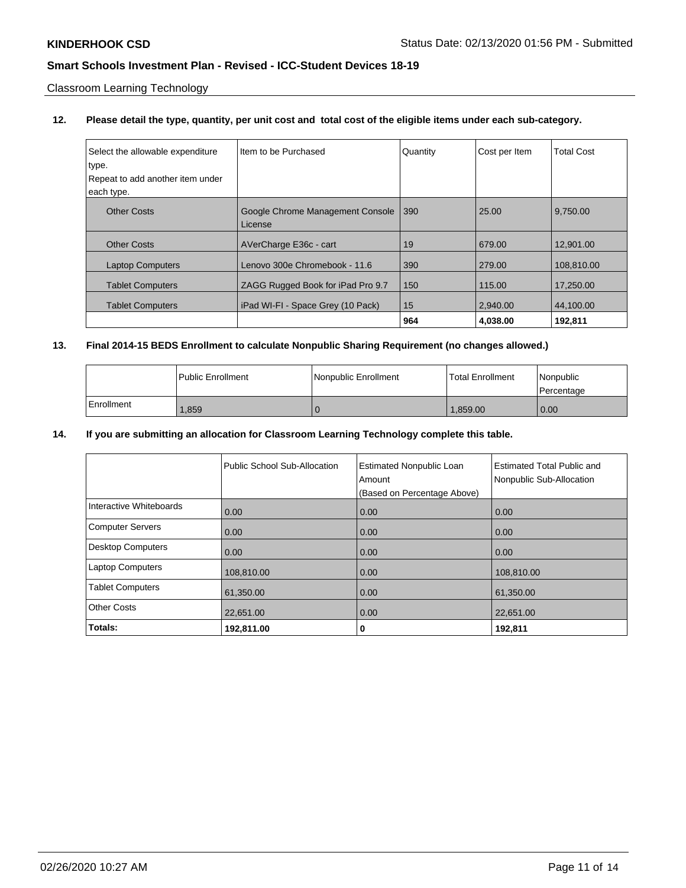Classroom Learning Technology

**12. Please detail the type, quantity, per unit cost and total cost of the eligible items under each sub-category.**

| Select the allowable expenditure type. Repeat to add another item under each type. | Item to be Purchased | Quantity | Cost per Item | Total Cost |
|---|---|---|---|---|
| Other Costs | Google Chrome Management Console License | 390 | 25.00 | 9,750.00 |
| Other Costs | AVerCharge E36c - cart | 19 | 679.00 | 12,901.00 |
| Laptop Computers | Lenovo 300e Chromebook - 11.6 | 390 | 279.00 | 108,810.00 |
| Tablet Computers | ZAGG Rugged Book for iPad Pro 9.7 | 150 | 115.00 | 17,250.00 |
| Tablet Computers | iPad WI-FI - Space Grey (10 Pack) | 15 | 2,940.00 | 44,100.00 |
| | | **964** | **4,038.00** | **192,811** |

**13. Final 2014-15 BEDS Enrollment to calculate Nonpublic Sharing Requirement (no changes allowed.)**

| | Public Enrollment | Nonpublic Enrollment | Total Enrollment | Nonpublic Percentage |
|---|---|---|---|---|
| Enrollment | 1,859 | 0 | 1,859.00 | 0.00 |

**14. If you are submitting an allocation for Classroom Learning Technology complete this table.**

| | Public School Sub-Allocation | Estimated Nonpublic Loan Amount (Based on Percentage Above) | Estimated Total Public and Nonpublic Sub-Allocation |
|---|---|---|---|
| Interactive Whiteboards | 0.00 | 0.00 | 0.00 |
| Computer Servers | 0.00 | 0.00 | 0.00 |
| Desktop Computers | 0.00 | 0.00 | 0.00 |
| Laptop Computers | 108,810.00 | 0.00 | 108,810.00 |
| Tablet Computers | 61,350.00 | 0.00 | 61,350.00 |
| Other Costs | 22,651.00 | 0.00 | 22,651.00 |
| **Totals:** | **192,811.00** | **0** | **192,811** |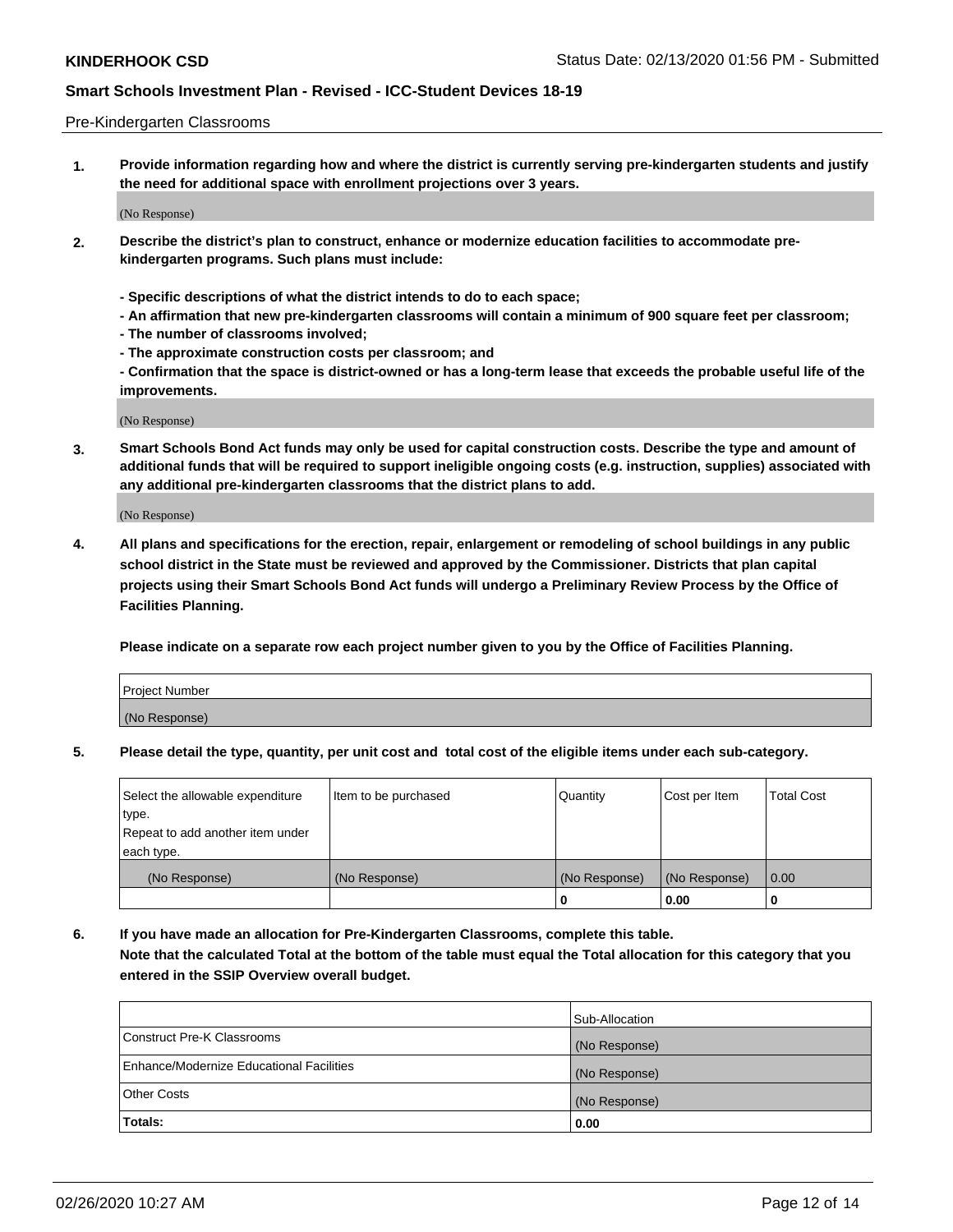Pre-Kindergarten Classrooms

**1. Provide information regarding how and where the district is currently serving pre-kindergarten students and justify the need for additional space with enrollment projections over 3 years.**

(No Response)

**2. Describe the district's plan to construct, enhance or modernize education facilities to accommodate pre-kindergarten programs. Such plans must include:**

**- Specific descriptions of what the district intends to do to each space;**
**- An affirmation that new pre-kindergarten classrooms will contain a minimum of 900 square feet per classroom;**
**- The number of classrooms involved;**
**- The approximate construction costs per classroom; and**
**- Confirmation that the space is district-owned or has a long-term lease that exceeds the probable useful life of the improvements.**

(No Response)

**3. Smart Schools Bond Act funds may only be used for capital construction costs. Describe the type and amount of additional funds that will be required to support ineligible ongoing costs (e.g. instruction, supplies) associated with any additional pre-kindergarten classrooms that the district plans to add.**

(No Response)

**4. All plans and specifications for the erection, repair, enlargement or remodeling of school buildings in any public school district in the State must be reviewed and approved by the Commissioner. Districts that plan capital projects using their Smart Schools Bond Act funds will undergo a Preliminary Review Process by the Office of Facilities Planning.**

**Please indicate on a separate row each project number given to you by the Office of Facilities Planning.**

| Project Number |
|---|
| (No Response) |

**5. Please detail the type, quantity, per unit cost and total cost of the eligible items under each sub-category.**

| Select the allowable expenditure type. Repeat to add another item under each type. | Item to be purchased | Quantity | Cost per Item | Total Cost |
|---|---|---|---|---|
| (No Response) | (No Response) | (No Response) | (No Response) | 0.00 |
| | | 0 | 0.00 | 0 |

**6. If you have made an allocation for Pre-Kindergarten Classrooms, complete this table.**
**Note that the calculated Total at the bottom of the table must equal the Total allocation for this category that you entered in the SSIP Overview overall budget.**

| | Sub-Allocation |
|---|---|
| Construct Pre-K Classrooms | (No Response) |
| Enhance/Modernize Educational Facilities | (No Response) |
| Other Costs | (No Response) |
| **Totals:** | **0.00** |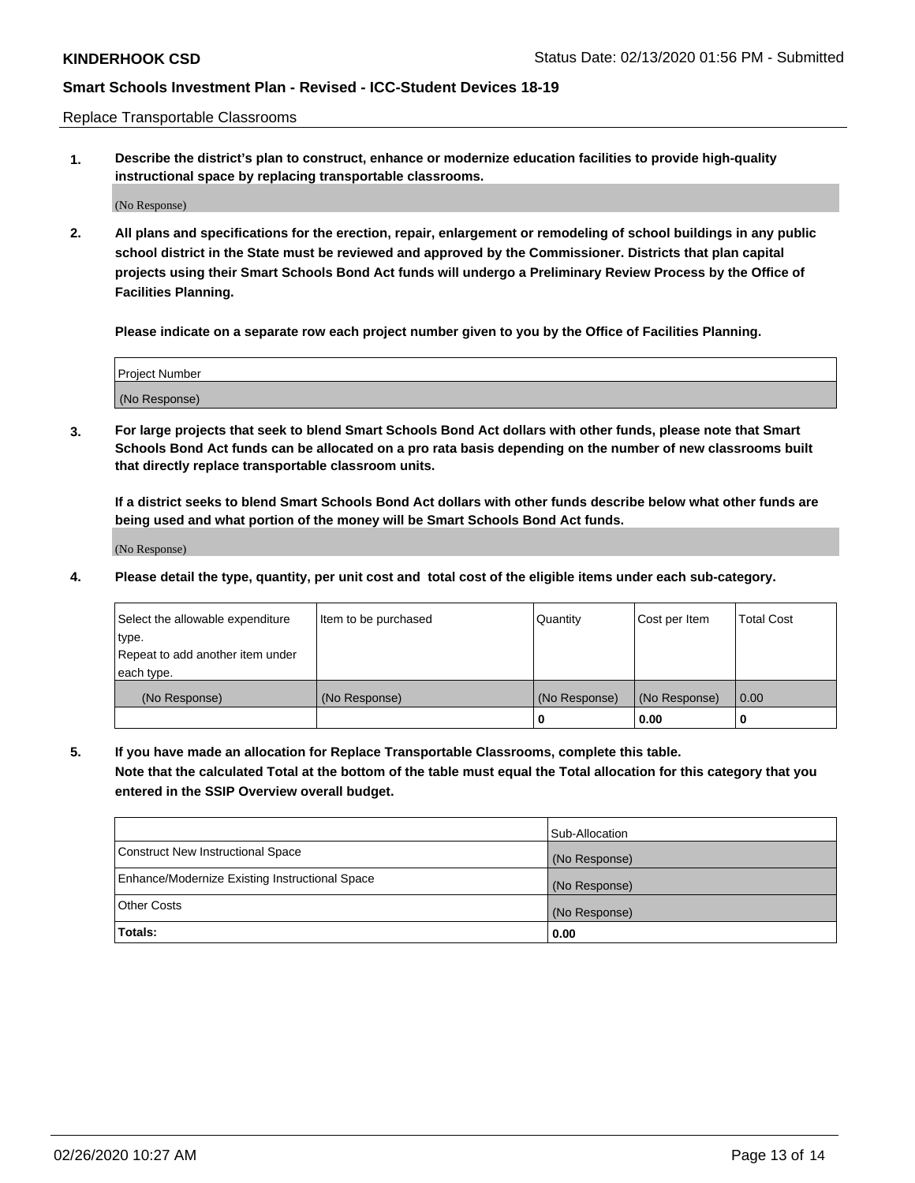Replace Transportable Classrooms

1. **Describe the district's plan to construct, enhance or modernize education facilities to provide high-quality instructional space by replacing transportable classrooms.**

(No Response)

2. **All plans and specifications for the erection, repair, enlargement or remodeling of school buildings in any public school district in the State must be reviewed and approved by the Commissioner. Districts that plan capital projects using their Smart Schools Bond Act funds will undergo a Preliminary Review Process by the Office of Facilities Planning.**

**Please indicate on a separate row each project number given to you by the Office of Facilities Planning.**

| Project Number |
|---|
| (No Response) |

3. **For large projects that seek to blend Smart Schools Bond Act dollars with other funds, please note that Smart Schools Bond Act funds can be allocated on a pro rata basis depending on the number of new classrooms built that directly replace transportable classroom units.**

**If a district seeks to blend Smart Schools Bond Act dollars with other funds describe below what other funds are being used and what portion of the money will be Smart Schools Bond Act funds.**

(No Response)

4. **Please detail the type, quantity, per unit cost and total cost of the eligible items under each sub-category.**

| Select the allowable expenditure type. Repeat to add another item under each type. | Item to be purchased | Quantity | Cost per Item | Total Cost |
|---|---|---|---|---|
| (No Response) | (No Response) | (No Response) | (No Response) | 0.00 |
| | | 0 | 0.00 | 0 |

5. **If you have made an allocation for Replace Transportable Classrooms, complete this table. Note that the calculated Total at the bottom of the table must equal the Total allocation for this category that you entered in the SSIP Overview overall budget.**

| | Sub-Allocation |
|---|---|
| Construct New Instructional Space | (No Response) |
| Enhance/Modernize Existing Instructional Space | (No Response) |
| Other Costs | (No Response) |
| **Totals:** | **0.00** |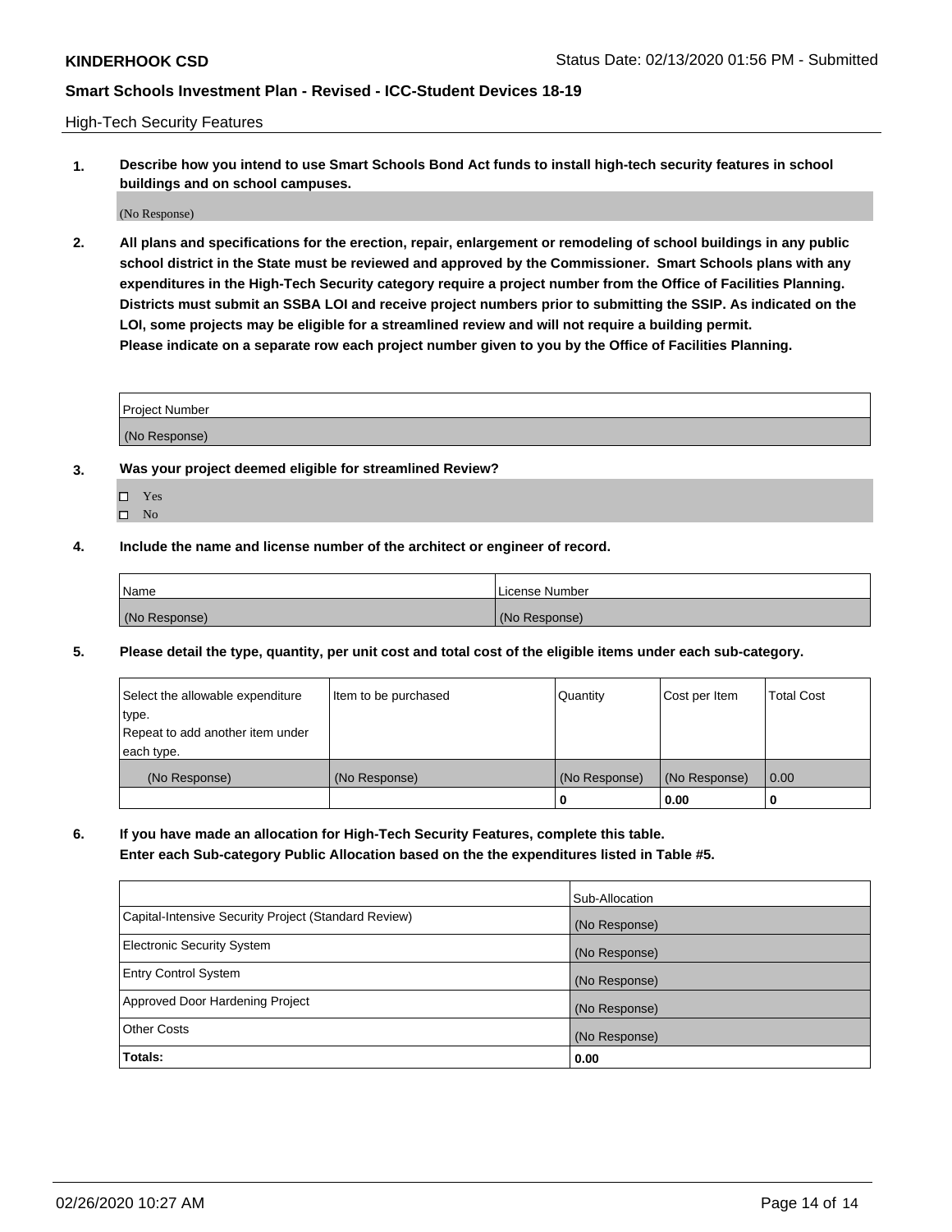High-Tech Security Features

1. **Describe how you intend to use Smart Schools Bond Act funds to install high-tech security features in school buildings and on school campuses.**

(No Response)

2. **All plans and specifications for the erection, repair, enlargement or remodeling of school buildings in any public school district in the State must be reviewed and approved by the Commissioner. Smart Schools plans with any expenditures in the High-Tech Security category require a project number from the Office of Facilities Planning. Districts must submit an SSBA LOI and receive project numbers prior to submitting the SSIP. As indicated on the LOI, some projects may be eligible for a streamlined review and will not require a building permit. Please indicate on a separate row each project number given to you by the Office of Facilities Planning.**

| Project Number |
| --- |
| (No Response) |

3. **Was your project deemed eligible for streamlined Review?**

- ☐ Yes
- ☐ No

4. **Include the name and license number of the architect or engineer of record.**

| Name | License Number |
| --- | --- |
| (No Response) | (No Response) |

5. **Please detail the type, quantity, per unit cost and total cost of the eligible items under each sub-category.**

| Select the allowable expenditure type. Repeat to add another item under each type. | Item to be purchased | Quantity | Cost per Item | Total Cost |
| --- | --- | --- | --- | --- |
| (No Response) | (No Response) | (No Response) | (No Response) | 0.00 |
| | | 0 | 0.00 | 0 |

6. **If you have made an allocation for High-Tech Security Features, complete this table. Enter each Sub-category Public Allocation based on the the expenditures listed in Table #5.**

| | Sub-Allocation |
| --- | --- |
| Capital-Intensive Security Project (Standard Review) | (No Response) |
| Electronic Security System | (No Response) |
| Entry Control System | (No Response) |
| Approved Door Hardening Project | (No Response) |
| Other Costs | (No Response) |
| **Totals:** | **0.00** |